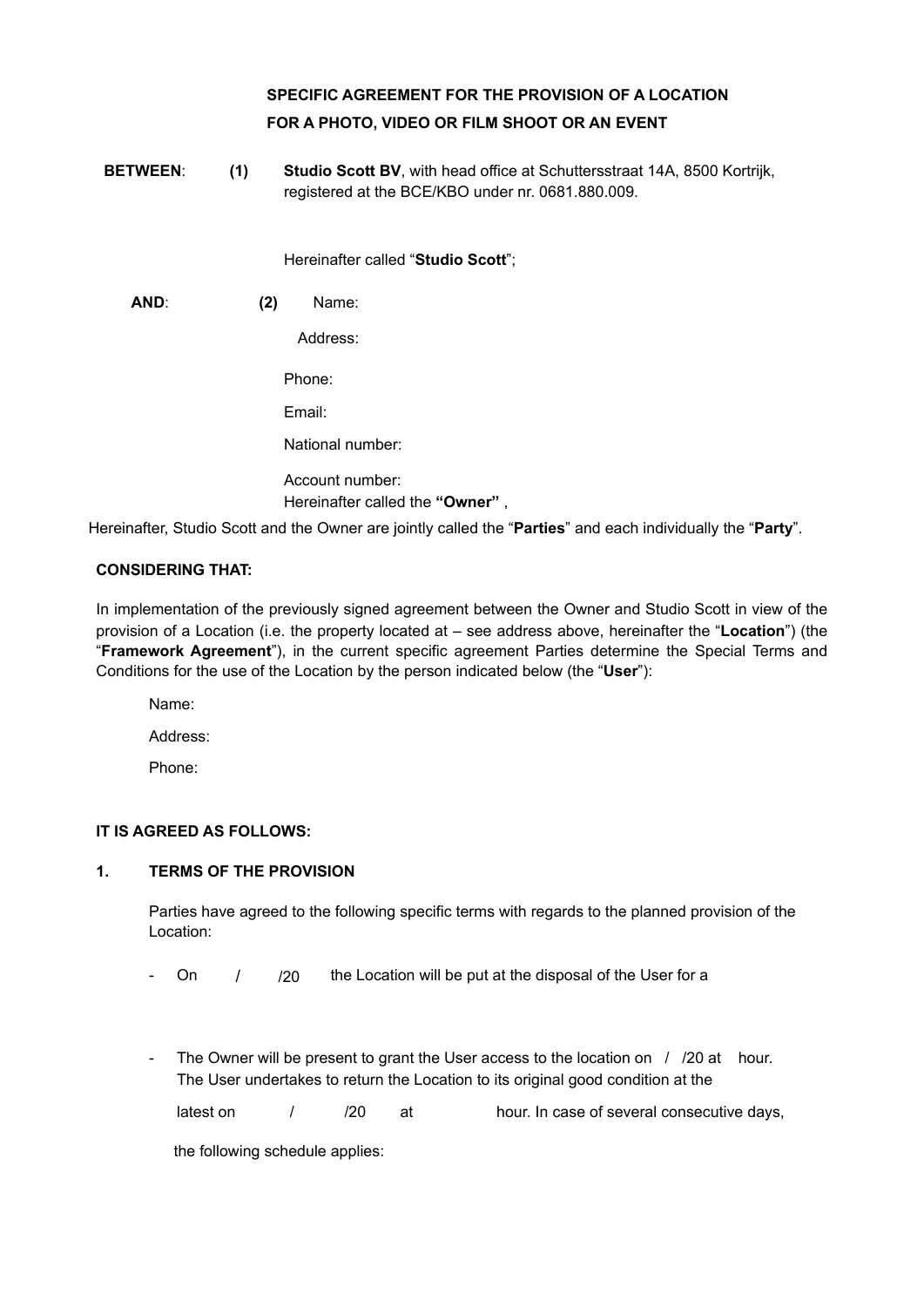**SPECIFIC AGREEMENT FOR THE PROVISION OF A LOCATION FOR A PHOTO, VIDEO OR FILM SHOOT OR AN EVENT**

**BETWEEN**: **(1)** **Studio Scott BV**, with head office at Schuttersstraat 14A, 8500 Kortrijk, registered at the BCE/KBO under nr. 0681.880.009.

Hereinafter called "**Studio Scott**";

**AND**: **(2)** Name:

Address:

Phone:

Email:

National number:

Account number:

Hereinafter called the **"Owner"** ,

Hereinafter, Studio Scott and the Owner are jointly called the "**Parties**" and each individually the "**Party**".

**CONSIDERING THAT:**

In implementation of the previously signed agreement between the Owner and Studio Scott in view of the provision of a Location (i.e. the property located at – see address above, hereinafter the "**Location**") (the "**Framework Agreement**"), in the current specific agreement Parties determine the Special Terms and Conditions for the use of the Location by the person indicated below (the "**User**"):

Name:

Address:

Phone:

**IT IS AGREED AS FOLLOWS:**

**1. TERMS OF THE PROVISION**

Parties have agreed to the following specific terms with regards to the planned provision of the Location:

- On / /20 the Location will be put at the disposal of the User for a

- The Owner will be present to grant the User access to the location on / /20 at hour. The User undertakes to return the Location to its original good condition at the latest on / /20 at hour. In case of several consecutive days, the following schedule applies: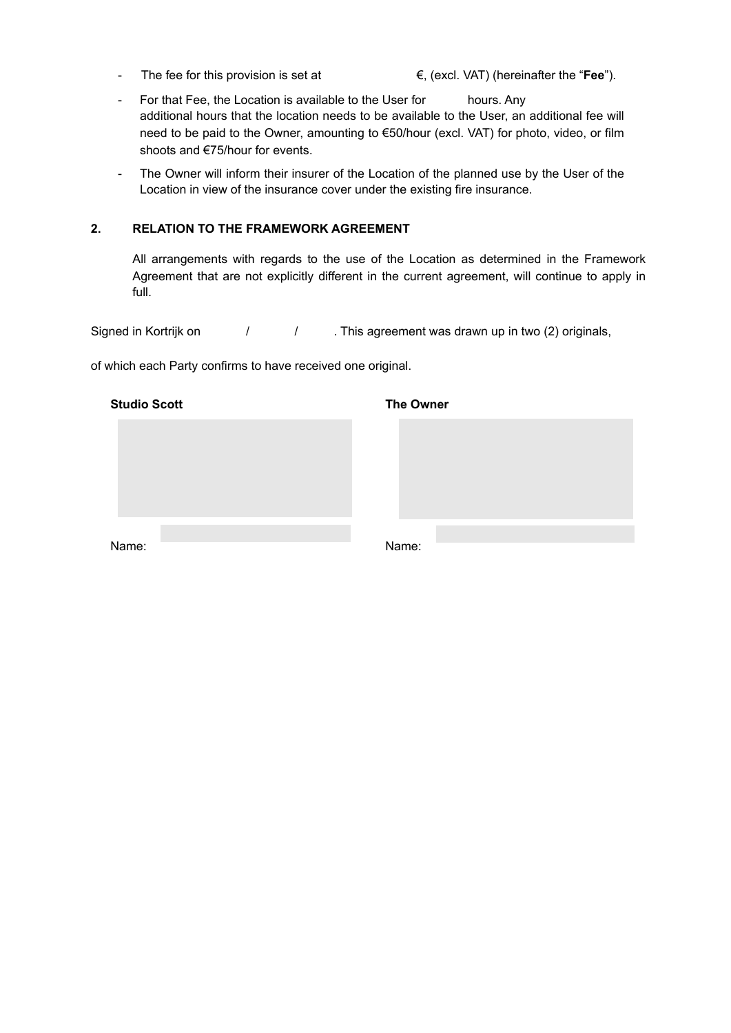- The fee for this provision is set at € , (excl. VAT) (hereinafter the "**Fee**").
- For that Fee, the Location is available to the User for hours. Any additional hours that the location needs to be available to the User, an additional fee will need to be paid to the Owner, amounting to €50/hour (excl. VAT) for photo, video, or film shoots and €75/hour for events.
- The Owner will inform their insurer of the Location of the planned use by the User of the Location in view of the insurance cover under the existing fire insurance.

## 2. RELATION TO THE FRAMEWORK AGREEMENT

All arrangements with regards to the use of the Location as determined in the Framework Agreement that are not explicitly different in the current agreement, will continue to apply in full.

Signed in Kortrijk on / / . This agreement was drawn up in two (2) originals,

of which each Party confirms to have received one original.

**Studio Scott**

Name:

**The Owner**

Name: